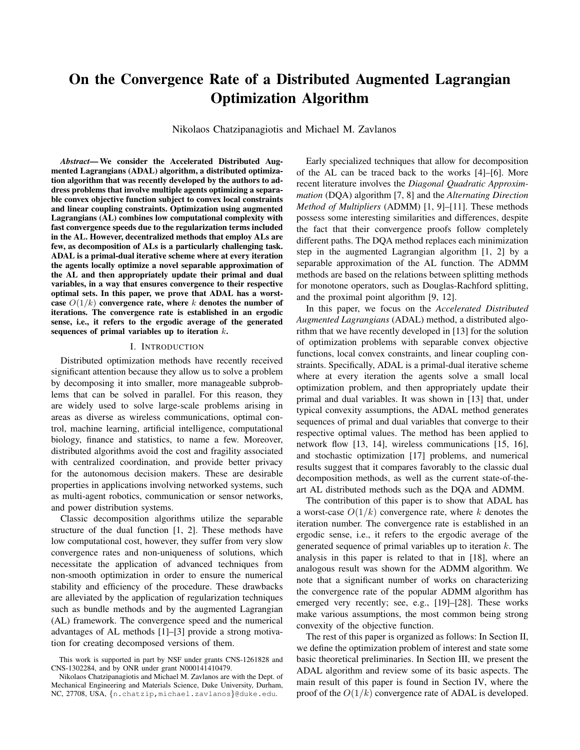# On the Convergence Rate of a Distributed Augmented Lagrangian Optimization Algorithm

Nikolaos Chatzipanagiotis and Michael M. Zavlanos

***Abstract*— We consider the Accelerated Distributed Augmented Lagrangians (ADAL) algorithm, a distributed optimization algorithm that was recently developed by the authors to address problems that involve multiple agents optimizing a separable convex objective function subject to convex local constraints and linear coupling constraints. Optimization using augmented Lagrangians (AL) combines low computational complexity with fast convergence speeds due to the regularization terms included in the AL. However, decentralized methods that employ ALs are few, as decomposition of ALs is a particularly challenging task. ADAL is a primal-dual iterative scheme where at every iteration the agents locally optimize a novel separable approximation of the AL and then appropriately update their primal and dual variables, in a way that ensures convergence to their respective optimal sets. In this paper, we prove that ADAL has a worst-case $O(1/k)$ convergence rate, where $k$ denotes the number of iterations. The convergence rate is established in an ergodic sense, i.e., it refers to the ergodic average of the generated sequences of primal variables up to iteration $k$.**

## I. Introduction

Distributed optimization methods have recently received significant attention because they allow us to solve a problem by decomposing it into smaller, more manageable subproblems that can be solved in parallel. For this reason, they are widely used to solve large-scale problems arising in areas as diverse as wireless communications, optimal control, machine learning, artificial intelligence, computational biology, finance and statistics, to name a few. Moreover, distributed algorithms avoid the cost and fragility associated with centralized coordination, and provide better privacy for the autonomous decision makers. These are desirable properties in applications involving networked systems, such as multi-agent robotics, communication or sensor networks, and power distribution systems.

Classic decomposition algorithms utilize the separable structure of the dual function [1, 2]. These methods have low computational cost, however, they suffer from very slow convergence rates and non-uniqueness of solutions, which necessitate the application of advanced techniques from non-smooth optimization in order to ensure the numerical stability and efficiency of the procedure. These drawbacks are alleviated by the application of regularization techniques such as bundle methods and by the augmented Lagrangian (AL) framework. The convergence speed and the numerical advantages of AL methods [1]–[3] provide a strong motivation for creating decomposed versions of them.

Early specialized techniques that allow for decomposition of the AL can be traced back to the works [4]–[6]. More recent literature involves the *Diagonal Quadratic Approximation* (DQA) algorithm [7, 8] and the *Alternating Direction Method of Multipliers* (ADMM) [1, 9]–[11]. These methods possess some interesting similarities and differences, despite the fact that their convergence proofs follow completely different paths. The DQA method replaces each minimization step in the augmented Lagrangian algorithm [1, 2] by a separable approximation of the AL function. The ADMM methods are based on the relations between splitting methods for monotone operators, such as Douglas-Rachford splitting, and the proximal point algorithm [9, 12].

In this paper, we focus on the *Accelerated Distributed Augmented Lagrangians* (ADAL) method, a distributed algorithm that we have recently developed in [13] for the solution of optimization problems with separable convex objective functions, local convex constraints, and linear coupling constraints. Specifically, ADAL is a primal-dual iterative scheme where at every iteration the agents solve a small local optimization problem, and then appropriately update their primal and dual variables. It was shown in [13] that, under typical convexity assumptions, the ADAL method generates sequences of primal and dual variables that converge to their respective optimal values. The method has been applied to network flow [13, 14], wireless communications [15, 16], and stochastic optimization [17] problems, and numerical results suggest that it compares favorably to the classic dual decomposition methods, as well as the current state-of-the-art AL distributed methods such as the DQA and ADMM.

The contribution of this paper is to show that ADAL has a worst-case $O(1/k)$ convergence rate, where $k$ denotes the iteration number. The convergence rate is established in an ergodic sense, i.e., it refers to the ergodic average of the generated sequence of primal variables up to iteration $k$. The analysis in this paper is related to that in [18], where an analogous result was shown for the ADMM algorithm. We note that a significant number of works on characterizing the convergence rate of the popular ADMM algorithm has emerged very recently; see, e.g., [19]–[28]. These works make various assumptions, the most common being strong convexity of the objective function.

The rest of this paper is organized as follows: In Section II, we define the optimization problem of interest and state some basic theoretical preliminaries. In Section III, we present the ADAL algorithm and review some of its basic aspects. The main result of this paper is found in Section IV, where the proof of the $O(1/k)$ convergence rate of ADAL is developed.

This work is supported in part by NSF under grants CNS-1261828 and CNS-1302284, and by ONR under grant N000141410479.

Nikolaos Chatzipanagiotis and Michael M. Zavlanos are with the Dept. of Mechanical Engineering and Materials Science, Duke University, Durham, NC, 27708, USA, {n.chatzip,michael.zavlanos}@duke.edu.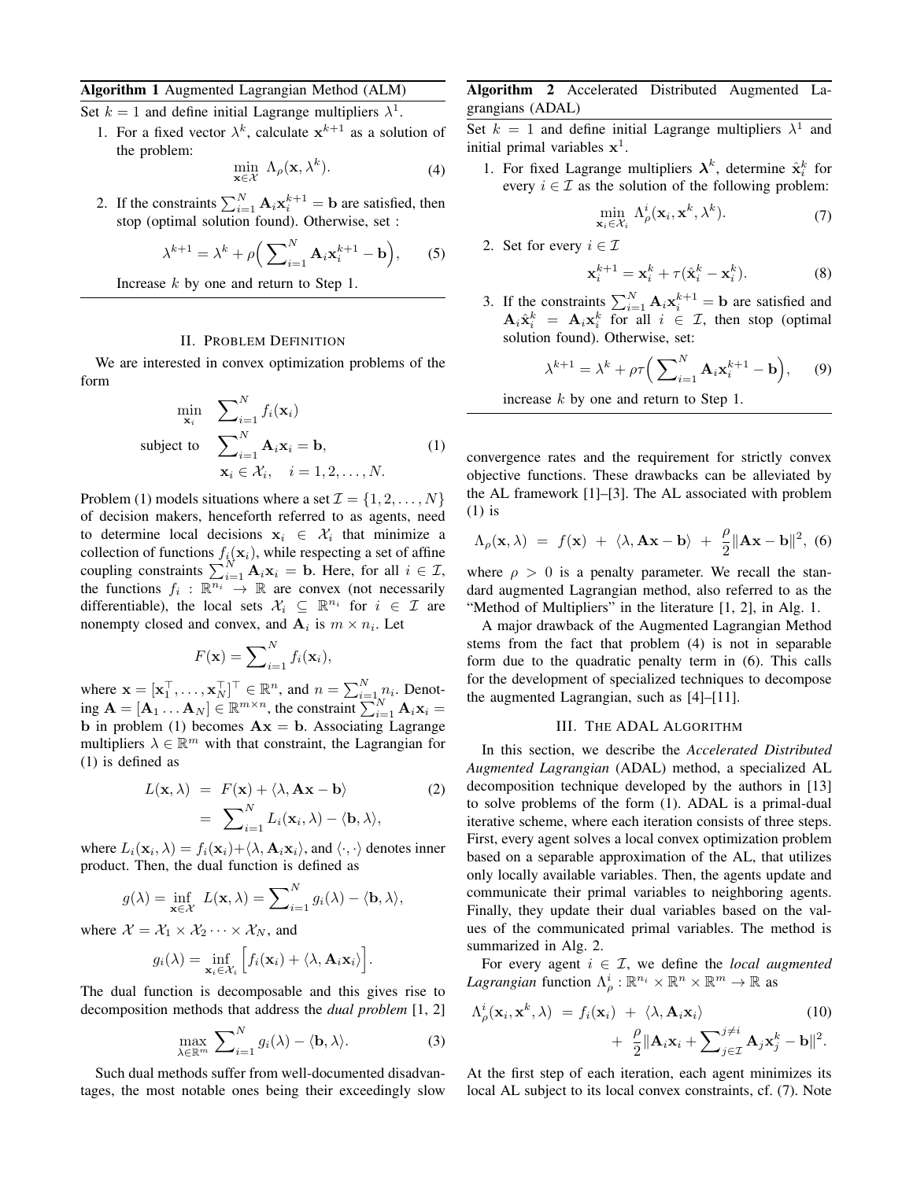**Algorithm 1** Augmented Lagrangian Method (ALM)

Set $k = 1$ and define initial Lagrange multipliers $\lambda^1$.

1. For a fixed vector $\lambda^k$, calculate $\mathbf{x}^{k+1}$ as a solution of the problem:
$$\min_{\mathbf{x} \in \mathcal{X}} \ \Lambda_\rho(\mathbf{x}, \lambda^k). \tag{4}$$
2. If the constraints $\sum_{i=1}^N \mathbf{A}_i \mathbf{x}_i^{k+1} = \mathbf{b}$ are satisfied, then stop (optimal solution found). Otherwise, set :
$$\lambda^{k+1} = \lambda^k + \rho\Big(\sum_{i=1}^N \mathbf{A}_i \mathbf{x}_i^{k+1} - \mathbf{b}\Big), \tag{5}$$

Increase $k$ by one and return to Step 1.

## II. Problem Definition

We are interested in convex optimization problems of the form

$$\begin{aligned} \min_{\mathbf{x}_i} \quad & \sum_{i=1}^N f_i(\mathbf{x}_i) \\ \text{subject to} \quad & \sum_{i=1}^N \mathbf{A}_i \mathbf{x}_i = \mathbf{b}, \\ & \mathbf{x}_i \in \mathcal{X}_i, \quad i = 1, 2, \dots, N. \end{aligned} \tag{1}$$

Problem (1) models situations where a set $\mathcal{I} = \{1, 2, \dots, N\}$ of decision makers, henceforth referred to as agents, need to determine local decisions $\mathbf{x}_i \in \mathcal{X}_i$ that minimize a collection of functions $f_i(\mathbf{x}_i)$, while respecting a set of affine coupling constraints $\sum_{i=1}^N \mathbf{A}_i \mathbf{x}_i = \mathbf{b}$. Here, for all $i \in \mathcal{I}$, the functions $f_i : \mathbb{R}^{n_i} \to \mathbb{R}$ are convex (not necessarily differentiable), the local sets $\mathcal{X}_i \subseteq \mathbb{R}^{n_i}$ for $i \in \mathcal{I}$ are nonempty closed and convex, and $\mathbf{A}_i$ is $m \times n_i$. Let

$$F(\mathbf{x}) = \sum_{i=1}^N f_i(\mathbf{x}_i),$$

where $\mathbf{x} = [\mathbf{x}_1^\top, \dots, \mathbf{x}_N^\top]^\top \in \mathbb{R}^n$, and $n = \sum_{i=1}^N n_i$. Denoting $\mathbf{A} = [\mathbf{A}_1 \dots \mathbf{A}_N] \in \mathbb{R}^{m \times n}$, the constraint $\sum_{i=1}^N \mathbf{A}_i \mathbf{x}_i = \mathbf{b}$ in problem (1) becomes $\mathbf{A}\mathbf{x} = \mathbf{b}$. Associating Lagrange multipliers $\lambda \in \mathbb{R}^m$ with that constraint, the Lagrangian for (1) is defined as

$$\begin{aligned} L(\mathbf{x}, \lambda) &= F(\mathbf{x}) + \langle \lambda, \mathbf{A}\mathbf{x} - \mathbf{b} \rangle \\ &= \sum_{i=1}^N L_i(\mathbf{x}_i, \lambda) - \langle \mathbf{b}, \lambda \rangle, \end{aligned} \tag{2}$$

where $L_i(\mathbf{x}_i, \lambda) = f_i(\mathbf{x}_i) + \langle \lambda, \mathbf{A}_i \mathbf{x}_i \rangle$, and $\langle \cdot, \cdot \rangle$ denotes inner product. Then, the dual function is defined as

$$g(\lambda) = \inf_{\mathbf{x} \in \mathcal{X}} \ L(\mathbf{x}, \lambda) = \sum_{i=1}^N g_i(\lambda) - \langle \mathbf{b}, \lambda \rangle,$$

where $\mathcal{X} = \mathcal{X}_1 \times \mathcal{X}_2 \cdots \times \mathcal{X}_N$, and

$$g_i(\lambda) = \inf_{\mathbf{x}_i \in \mathcal{X}_i} \Big[ f_i(\mathbf{x}_i) + \langle \lambda, \mathbf{A}_i \mathbf{x}_i \rangle \Big].$$

The dual function is decomposable and this gives rise to decomposition methods that address the *dual problem* [1, 2]

$$\max_{\lambda \in \mathbb{R}^m} \sum_{i=1}^N g_i(\lambda) - \langle \mathbf{b}, \lambda \rangle. \tag{3}$$

Such dual methods suffer from well-documented disadvantages, the most notable ones being their exceedingly slow convergence rates and the requirement for strictly convex objective functions. These drawbacks can be alleviated by the AL framework [1]–[3]. The AL associated with problem (1) is

$$\Lambda_\rho(\mathbf{x}, \lambda) \ = \ f(\mathbf{x}) \ + \ \langle \lambda, \mathbf{A}\mathbf{x} - \mathbf{b} \rangle \ + \ \frac{\rho}{2} \|\mathbf{A}\mathbf{x} - \mathbf{b}\|^2, \tag{6}$$

where $\rho > 0$ is a penalty parameter. We recall the standard augmented Lagrangian method, also referred to as the "Method of Multipliers" in the literature [1, 2], in Alg. 1.

A major drawback of the Augmented Lagrangian Method stems from the fact that problem (4) is not in separable form due to the quadratic penalty term in (6). This calls for the development of specialized techniques to decompose the augmented Lagrangian, such as [4]–[11].

**Algorithm 2** Accelerated Distributed Augmented Lagrangians (ADAL)

Set $k = 1$ and define initial Lagrange multipliers $\lambda^1$ and initial primal variables $\mathbf{x}^1$.

1. For fixed Lagrange multipliers $\boldsymbol{\lambda}^k$, determine $\hat{\mathbf{x}}_i^k$ for every $i \in \mathcal{I}$ as the solution of the following problem:
$$\min_{\mathbf{x}_i \in \mathcal{X}_i} \ \Lambda_\rho^i(\mathbf{x}_i, \mathbf{x}^k, \lambda^k). \tag{7}$$
2. Set for every $i \in \mathcal{I}$
$$\mathbf{x}_i^{k+1} = \mathbf{x}_i^k + \tau(\hat{\mathbf{x}}_i^k - \mathbf{x}_i^k). \tag{8}$$
3. If the constraints $\sum_{i=1}^N \mathbf{A}_i \mathbf{x}_i^{k+1} = \mathbf{b}$ are satisfied and $\mathbf{A}_i \hat{\mathbf{x}}_i^k = \mathbf{A}_i \mathbf{x}_i^k$ for all $i \in \mathcal{I}$, then stop (optimal solution found). Otherwise, set:
$$\lambda^{k+1} = \lambda^k + \rho\tau\Big(\sum_{i=1}^N \mathbf{A}_i \mathbf{x}_i^{k+1} - \mathbf{b}\Big), \tag{9}$$

increase $k$ by one and return to Step 1.

## III. The ADAL Algorithm

In this section, we describe the *Accelerated Distributed Augmented Lagrangian* (ADAL) method, a specialized AL decomposition technique developed by the authors in [13] to solve problems of the form (1). ADAL is a primal-dual iterative scheme, where each iteration consists of three steps. First, every agent solves a local convex optimization problem based on a separable approximation of the AL, that utilizes only locally available variables. Then, the agents update and communicate their primal variables to neighboring agents. Finally, they update their dual variables based on the values of the communicated primal variables. The method is summarized in Alg. 2.

For every agent $i \in \mathcal{I}$, we define the *local augmented Lagrangian* function $\Lambda_\rho^i : \mathbb{R}^{n_i} \times \mathbb{R}^n \times \mathbb{R}^m \to \mathbb{R}$ as

$$\begin{aligned} \Lambda_\rho^i(\mathbf{x}_i, \mathbf{x}^k, \lambda) \ &= \ f_i(\mathbf{x}_i) \ + \ \langle \lambda, \mathbf{A}_i \mathbf{x}_i \rangle \\ &\quad + \ \frac{\rho}{2} \|\mathbf{A}_i \mathbf{x}_i + \sum_{j \in \mathcal{I}}^{j \neq i} \mathbf{A}_j \mathbf{x}_j^k - \mathbf{b}\|^2. \end{aligned} \tag{10}$$

At the first step of each iteration, each agent minimizes its local AL subject to its local convex constraints, cf. (7). Note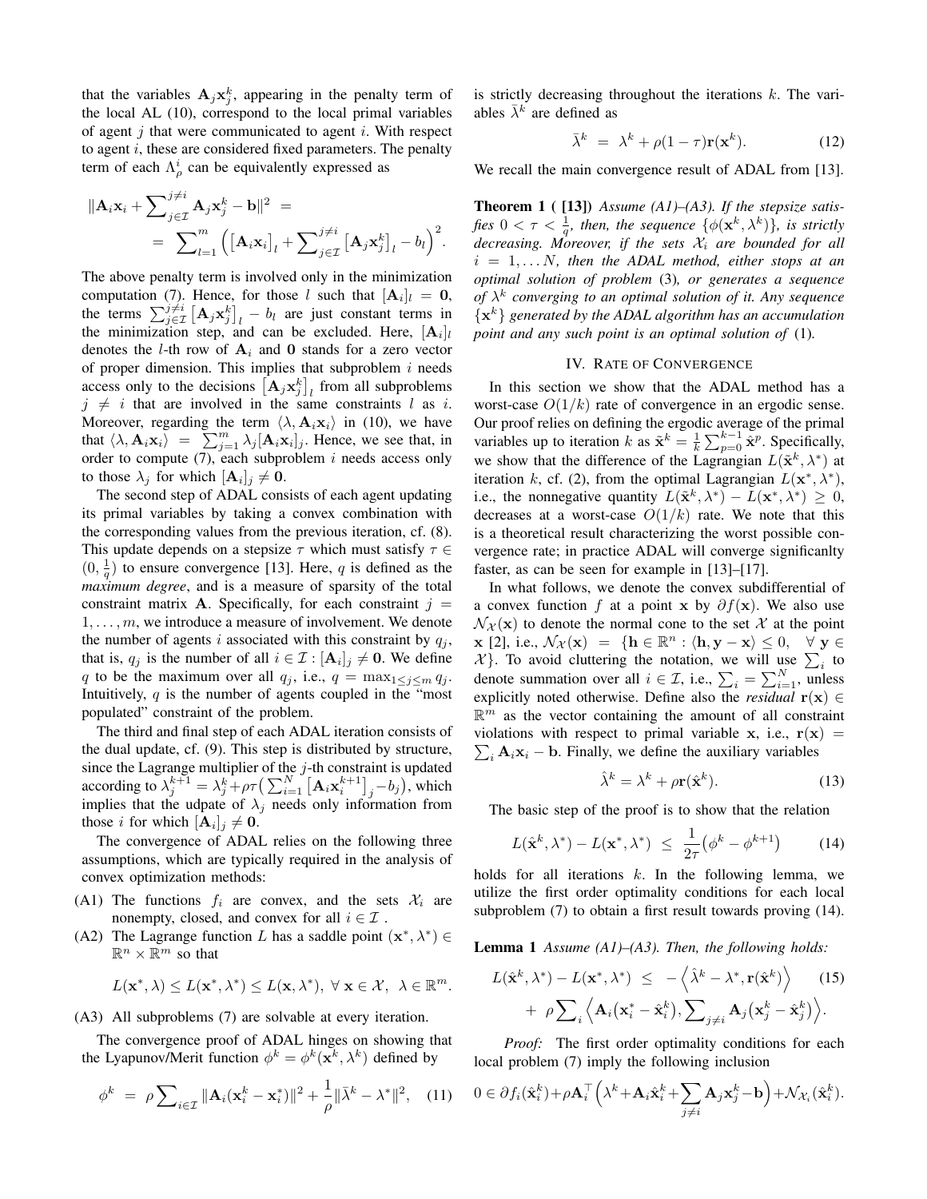that the variables $\mathbf{A}_j\mathbf{x}_j^k$, appearing in the penalty term of the local AL (10), correspond to the local primal variables of agent $j$ that were communicated to agent $i$. With respect to agent $i$, these are considered fixed parameters. The penalty term of each $\Lambda_\rho^i$ can be equivalently expressed as

$$\|\mathbf{A}_i\mathbf{x}_i + \sum_{j\in\mathcal{I}}^{j\neq i}\mathbf{A}_j\mathbf{x}_j^k - \mathbf{b}\|^2 = \\ = \sum_{l=1}^{m}\Big(\big[\mathbf{A}_i\mathbf{x}_i\big]_l + \sum_{j\in\mathcal{I}}^{j\neq i}\big[\mathbf{A}_j\mathbf{x}_j^k\big]_l - b_l\Big)^2.$$

The above penalty term is involved only in the minimization computation (7). Hence, for those $l$ such that $[\mathbf{A}_i]_l = \mathbf{0}$, the terms $\sum_{j\in\mathcal{I}}^{j\neq i}\big[\mathbf{A}_j\mathbf{x}_j^k\big]_l - b_l$ are just constant terms in the minimization step, and can be excluded. Here, $[\mathbf{A}_i]_l$ denotes the $l$-th row of $\mathbf{A}_i$ and $\mathbf{0}$ stands for a zero vector of proper dimension. This implies that subproblem $i$ needs access only to the decisions $\big[\mathbf{A}_j\mathbf{x}_j^k\big]_l$ from all subproblems $j \neq i$ that are involved in the same constraints $l$ as $i$. Moreover, regarding the term $\langle \lambda, \mathbf{A}_i\mathbf{x}_i\rangle$ in (10), we have that $\langle \lambda, \mathbf{A}_i\mathbf{x}_i\rangle = \sum_{j=1}^m \lambda_j[\mathbf{A}_i\mathbf{x}_i]_j$. Hence, we see that, in order to compute (7), each subproblem $i$ needs access only to those $\lambda_j$ for which $[\mathbf{A}_i]_j \neq \mathbf{0}$.

The second step of ADAL consists of each agent updating its primal variables by taking a convex combination with the corresponding values from the previous iteration, cf. (8). This update depends on a stepsize $\tau$ which must satisfy $\tau \in (0, \frac{1}{q})$ to ensure convergence [13]. Here, $q$ is defined as the *maximum degree*, and is a measure of sparsity of the total constraint matrix $\mathbf{A}$. Specifically, for each constraint $j = 1, \ldots, m$, we introduce a measure of involvement. We denote the number of agents $i$ associated with this constraint by $q_j$, that is, $q_j$ is the number of all $i \in \mathcal{I} : [\mathbf{A}_i]_j \neq \mathbf{0}$. We define $q$ to be the maximum over all $q_j$, i.e., $q = \max_{1\leq j\leq m} q_j$. Intuitively, $q$ is the number of agents coupled in the "most populated" constraint of the problem.

The third and final step of each ADAL iteration consists of the dual update, cf. (9). This step is distributed by structure, since the Lagrange multiplier of the $j$-th constraint is updated according to $\lambda_j^{k+1} = \lambda_j^k + \rho\tau\big(\sum_{i=1}^N\big[\mathbf{A}_i\mathbf{x}_i^{k+1}\big]_j - b_j\big)$, which implies that the udpate of $\lambda_j$ needs only information from those $i$ for which $[\mathbf{A}_i]_j \neq \mathbf{0}$.

The convergence of ADAL relies on the following three assumptions, which are typically required in the analysis of convex optimization methods:

(A1) The functions $f_i$ are convex, and the sets $\mathcal{X}_i$ are nonempty, closed, and convex for all $i \in \mathcal{I}$ .

(A2) The Lagrange function $L$ has a saddle point $(\mathbf{x}^*, \lambda^*) \in \mathbb{R}^n \times \mathbb{R}^m$ so that

$$L(\mathbf{x}^*, \lambda) \leq L(\mathbf{x}^*, \lambda^*) \leq L(\mathbf{x}, \lambda^*),\ \forall\ \mathbf{x} \in \mathcal{X},\ \ \lambda \in \mathbb{R}^m.$$

(A3) All subproblems (7) are solvable at every iteration.

The convergence proof of ADAL hinges on showing that the Lyapunov/Merit function $\phi^k = \phi^k(\mathbf{x}^k, \lambda^k)$ defined by

$$\phi^k = \rho\sum_{i\in\mathcal{I}}\|\mathbf{A}_i(\mathbf{x}_i^k - \mathbf{x}_i^*)\|^2 + \frac{1}{\rho}\|\bar{\lambda}^k - \lambda^*\|^2, \quad (11)$$

is strictly decreasing throughout the iterations $k$. The variables $\bar{\lambda}^k$ are defined as

$$\bar{\lambda}^k = \lambda^k + \rho(1-\tau)\mathbf{r}(\mathbf{x}^k). \quad (12)$$

We recall the main convergence result of ADAL from [13].

**Theorem 1 ( [13])** *Assume (A1)–(A3). If the stepsize satisfies $0 < \tau < \frac{1}{q}$, then, the sequence $\{\phi(\mathbf{x}^k, \lambda^k)\}$, is strictly decreasing. Moreover, if the sets $\mathcal{X}_i$ are bounded for all $i = 1, \ldots N$, then the ADAL method, either stops at an optimal solution of problem* (3)*, or generates a sequence of $\lambda^k$ converging to an optimal solution of it. Any sequence $\{\mathbf{x}^k\}$ generated by the ADAL algorithm has an accumulation point and any such point is an optimal solution of* (1)*.*

## IV. RATE OF CONVERGENCE

In this section we show that the ADAL method has a worst-case $O(1/k)$ rate of convergence in an ergodic sense. Our proof relies on defining the ergodic average of the primal variables up to iteration $k$ as $\tilde{\mathbf{x}}^k = \frac{1}{k}\sum_{p=0}^{k-1}\hat{\mathbf{x}}^p$. Specifically, we show that the difference of the Lagrangian $L(\tilde{\mathbf{x}}^k, \lambda^*)$ at iteration $k$, cf. (2), from the optimal Lagrangian $L(\mathbf{x}^*, \lambda^*)$, i.e., the nonnegative quantity $L(\tilde{\mathbf{x}}^k, \lambda^*) - L(\mathbf{x}^*, \lambda^*) \geq 0$, decreases at a worst-case $O(1/k)$ rate. We note that this is a theoretical result characterizing the worst possible convergence rate; in practice ADAL will converge significanlty faster, as can be seen for example in [13]–[17].

In what follows, we denote the convex subdifferential of a convex function $f$ at a point $\mathbf{x}$ by $\partial f(\mathbf{x})$. We also use $\mathcal{N}_{\mathcal{X}}(\mathbf{x})$ to denote the normal cone to the set $\mathcal{X}$ at the point $\mathbf{x}$ [2], i.e., $\mathcal{N}_{\mathcal{X}}(\mathbf{x}) = \{\mathbf{h} \in \mathbb{R}^n : \langle \mathbf{h}, \mathbf{y} - \mathbf{x}\rangle \leq 0,\ \ \forall\ \mathbf{y} \in \mathcal{X}\}$. To avoid cluttering the notation, we will use $\sum_i$ to denote summation over all $i \in \mathcal{I}$, i.e., $\sum_i = \sum_{i=1}^N$, unless explicitly noted otherwise. Define also the *residual* $\mathbf{r}(\mathbf{x}) \in \mathbb{R}^m$ as the vector containing the amount of all constraint violations with respect to primal variable $\mathbf{x}$, i.e., $\mathbf{r}(\mathbf{x}) = \sum_i \mathbf{A}_i\mathbf{x}_i - \mathbf{b}$. Finally, we define the auxiliary variables

$$\hat{\lambda}^k = \lambda^k + \rho\mathbf{r}(\hat{\mathbf{x}}^k). \quad (13)$$

The basic step of the proof is to show that the relation

$$L(\hat{\mathbf{x}}^k, \lambda^*) - L(\mathbf{x}^*, \lambda^*) \leq \frac{1}{2\tau}\big(\phi^k - \phi^{k+1}\big) \quad (14)$$

holds for all iterations $k$. In the following lemma, we utilize the first order optimality conditions for each local subproblem (7) to obtain a first result towards proving (14).

**Lemma 1** *Assume (A1)–(A3). Then, the following holds:*

$$L(\hat{\mathbf{x}}^k, \lambda^*) - L(\mathbf{x}^*, \lambda^*) \leq -\Big\langle \hat{\lambda}^k - \lambda^*, \mathbf{r}(\hat{\mathbf{x}}^k)\Big\rangle \quad (15)$$
$$+\ \rho\sum_i\Big\langle \mathbf{A}_i\big(\mathbf{x}_i^* - \hat{\mathbf{x}}_i^k\big), \sum_{j\neq i}\mathbf{A}_j\big(\mathbf{x}_j^k - \hat{\mathbf{x}}_j^k\big)\Big\rangle.$$

*Proof:* The first order optimality conditions for each local problem (7) imply the following inclusion

$$0 \in \partial f_i(\hat{\mathbf{x}}_i^k) + \rho\mathbf{A}_i^\top\Big(\lambda^k + \mathbf{A}_i\hat{\mathbf{x}}_i^k + \sum_{j\neq i}\mathbf{A}_j\mathbf{x}_j^k - \mathbf{b}\Big) + \mathcal{N}_{\mathcal{X}_i}(\hat{\mathbf{x}}_i^k).$$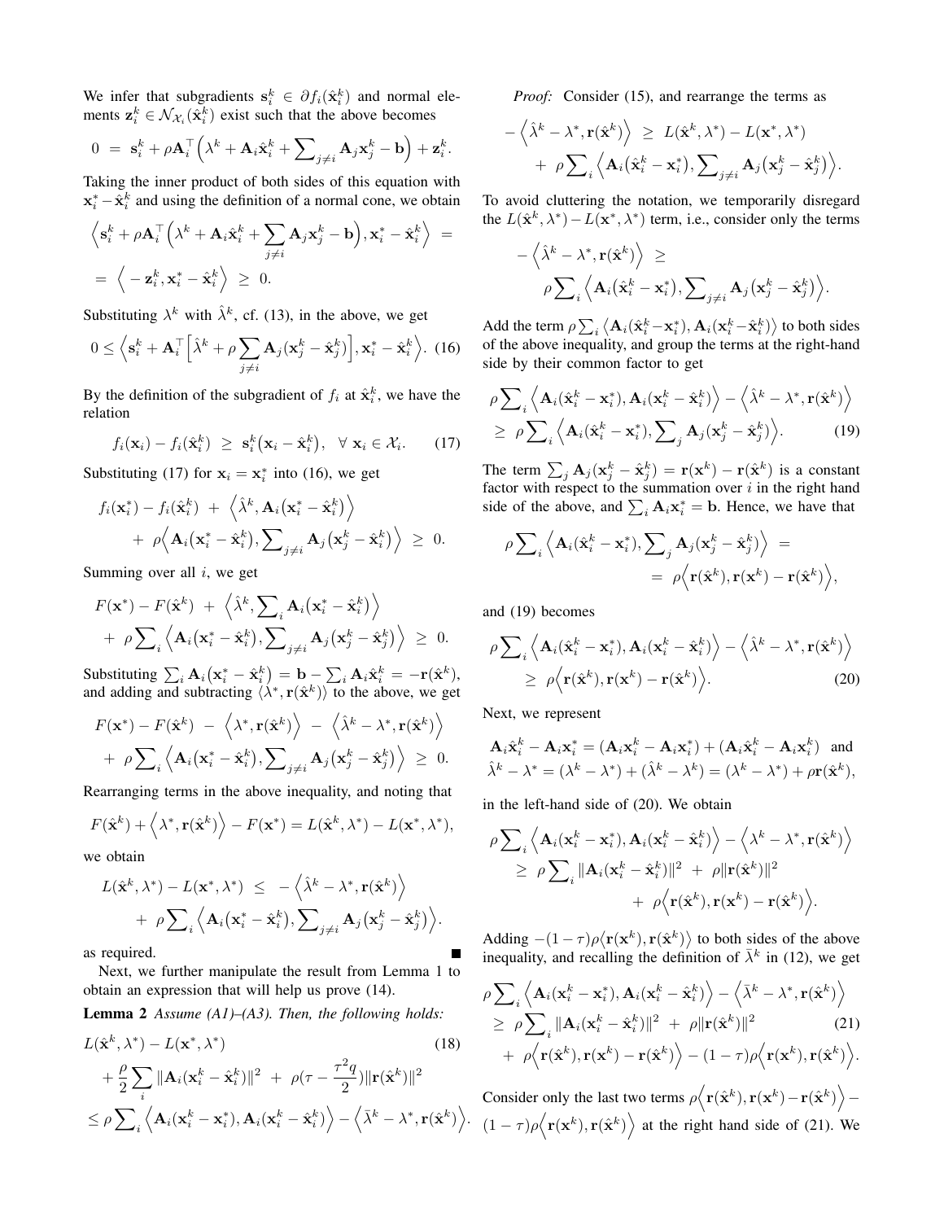We infer that subgradients $\mathbf{s}_i^k \in \partial f_i(\hat{\mathbf{x}}_i^k)$ and normal elements $\mathbf{z}_i^k \in \mathcal{N}_{\mathcal{X}_i}(\hat{\mathbf{x}}_i^k)$ exist such that the above becomes

$$0 \;=\; \mathbf{s}_i^k + \rho \mathbf{A}_i^\top \Big( \lambda^k + \mathbf{A}_i \hat{\mathbf{x}}_i^k + \sum\nolimits_{j \neq i} \mathbf{A}_j \mathbf{x}_j^k - \mathbf{b} \Big) + \mathbf{z}_i^k.$$

Taking the inner product of both sides of this equation with $\mathbf{x}_i^* - \hat{\mathbf{x}}_i^k$ and using the definition of a normal cone, we obtain

$$\Big\langle \mathbf{s}_i^k + \rho \mathbf{A}_i^\top \Big( \lambda^k + \mathbf{A}_i \hat{\mathbf{x}}_i^k + \sum_{j \neq i} \mathbf{A}_j \mathbf{x}_j^k - \mathbf{b} \Big), \mathbf{x}_i^* - \hat{\mathbf{x}}_i^k \Big\rangle \;=\; \;=\; \Big\langle -\mathbf{z}_i^k, \mathbf{x}_i^* - \hat{\mathbf{x}}_i^k \Big\rangle \;\geq\; 0.$$

Substituting $\lambda^k$ with $\hat{\lambda}^k$, cf. (13), in the above, we get

$$0 \leq \Big\langle \mathbf{s}_i^k + \mathbf{A}_i^\top \Big[ \hat{\lambda}^k + \rho \sum_{j \neq i} \mathbf{A}_j (\mathbf{x}_j^k - \hat{\mathbf{x}}_j^k) \Big], \mathbf{x}_i^* - \hat{\mathbf{x}}_i^k \Big\rangle. \quad (16)$$

By the definition of the subgradient of $f_i$ at $\hat{\mathbf{x}}_i^k$, we have the relation

$$f_i(\mathbf{x}_i) - f_i(\hat{\mathbf{x}}_i^k) \;\geq\; \mathbf{s}_i^k (\mathbf{x}_i - \hat{\mathbf{x}}_i^k), \quad \forall\, \mathbf{x}_i \in \mathcal{X}_i. \quad (17)$$

Substituting (17) for $\mathbf{x}_i = \mathbf{x}_i^*$ into (16), we get

$$f_i(\mathbf{x}_i^*) - f_i(\hat{\mathbf{x}}_i^k) \;+\; \Big\langle \hat{\lambda}^k, \mathbf{A}_i (\mathbf{x}_i^* - \hat{\mathbf{x}}_i^k) \Big\rangle + \rho \Big\langle \mathbf{A}_i (\mathbf{x}_i^* - \hat{\mathbf{x}}_i^k), \sum\nolimits_{j \neq i} \mathbf{A}_j (\mathbf{x}_j^k - \hat{\mathbf{x}}_j^k) \Big\rangle \;\geq\; 0.$$

Summing over all $i$, we get

$$F(\mathbf{x}^*) - F(\hat{\mathbf{x}}^k) \;+\; \Big\langle \hat{\lambda}^k, \sum\nolimits_i \mathbf{A}_i (\mathbf{x}_i^* - \hat{\mathbf{x}}_i^k) \Big\rangle + \rho \sum\nolimits_i \Big\langle \mathbf{A}_i (\mathbf{x}_i^* - \hat{\mathbf{x}}_i^k), \sum\nolimits_{j \neq i} \mathbf{A}_j (\mathbf{x}_j^k - \hat{\mathbf{x}}_j^k) \Big\rangle \;\geq\; 0.$$

Substituting $\sum_i \mathbf{A}_i (\mathbf{x}_i^* - \hat{\mathbf{x}}_i^k) = \mathbf{b} - \sum_i \mathbf{A}_i \hat{\mathbf{x}}_i^k = -\mathbf{r}(\hat{\mathbf{x}}^k)$, and adding and subtracting $\langle \lambda^*, \mathbf{r}(\hat{\mathbf{x}}^k) \rangle$ to the above, we get

$$F(\mathbf{x}^*) - F(\hat{\mathbf{x}}^k) \;-\; \Big\langle \lambda^*, \mathbf{r}(\hat{\mathbf{x}}^k) \Big\rangle \;-\; \Big\langle \hat{\lambda}^k - \lambda^*, \mathbf{r}(\hat{\mathbf{x}}^k) \Big\rangle + \rho \sum\nolimits_i \Big\langle \mathbf{A}_i (\mathbf{x}_i^* - \hat{\mathbf{x}}_i^k), \sum\nolimits_{j \neq i} \mathbf{A}_j (\mathbf{x}_j^k - \hat{\mathbf{x}}_j^k) \Big\rangle \;\geq\; 0.$$

Rearranging terms in the above inequality, and noting that

$$F(\hat{\mathbf{x}}^k) + \Big\langle \lambda^*, \mathbf{r}(\hat{\mathbf{x}}^k) \Big\rangle - F(\mathbf{x}^*) = L(\hat{\mathbf{x}}^k, \lambda^*) - L(\mathbf{x}^*, \lambda^*),$$

we obtain

$$L(\hat{\mathbf{x}}^k, \lambda^*) - L(\mathbf{x}^*, \lambda^*) \;\leq\; -\Big\langle \hat{\lambda}^k - \lambda^*, \mathbf{r}(\hat{\mathbf{x}}^k) \Big\rangle + \rho \sum\nolimits_i \Big\langle \mathbf{A}_i (\mathbf{x}_i^* - \hat{\mathbf{x}}_i^k), \sum\nolimits_{j \neq i} \mathbf{A}_j (\mathbf{x}_j^k - \hat{\mathbf{x}}_j^k) \Big\rangle.$$

as required. ∎

Next, we further manipulate the result from Lemma 1 to obtain an expression that will help us prove (14).

**Lemma 2** *Assume (A1)–(A3). Then, the following holds:*

$$L(\hat{\mathbf{x}}^k, \lambda^*) - L(\mathbf{x}^*, \lambda^*) + \frac{\rho}{2} \sum_i \|\mathbf{A}_i (\mathbf{x}_i^k - \hat{\mathbf{x}}_i^k)\|^2 \;+\; \rho(\tau - \frac{\tau^2 q}{2}) \|\mathbf{r}(\hat{\mathbf{x}}^k)\|^2 \leq \rho \sum\nolimits_i \Big\langle \mathbf{A}_i (\mathbf{x}_i^k - \mathbf{x}_i^*), \mathbf{A}_i (\mathbf{x}_i^k - \hat{\mathbf{x}}_i^k) \Big\rangle - \Big\langle \bar{\lambda}^k - \lambda^*, \mathbf{r}(\hat{\mathbf{x}}^k) \Big\rangle. \quad (18)$$

*Proof:* Consider (15), and rearrange the terms as

$$-\Big\langle \hat{\lambda}^k - \lambda^*, \mathbf{r}(\hat{\mathbf{x}}^k) \Big\rangle \;\geq\; L(\hat{\mathbf{x}}^k, \lambda^*) - L(\mathbf{x}^*, \lambda^*) + \rho \sum\nolimits_i \Big\langle \mathbf{A}_i (\hat{\mathbf{x}}_i^k - \mathbf{x}_i^*), \sum\nolimits_{j \neq i} \mathbf{A}_j (\mathbf{x}_j^k - \hat{\mathbf{x}}_j^k) \Big\rangle.$$

To avoid cluttering the notation, we temporarily disregard the $L(\hat{\mathbf{x}}^k, \lambda^*) - L(\mathbf{x}^*, \lambda^*)$ term, i.e., consider only the terms

$$-\Big\langle \hat{\lambda}^k - \lambda^*, \mathbf{r}(\hat{\mathbf{x}}^k) \Big\rangle \;\geq\; \rho \sum\nolimits_i \Big\langle \mathbf{A}_i (\hat{\mathbf{x}}_i^k - \mathbf{x}_i^*), \sum\nolimits_{j \neq i} \mathbf{A}_j (\mathbf{x}_j^k - \hat{\mathbf{x}}_j^k) \Big\rangle.$$

Add the term $\rho \sum_i \big\langle \mathbf{A}_i (\hat{\mathbf{x}}_i^k - \mathbf{x}_i^*), \mathbf{A}_i (\mathbf{x}_i^k - \hat{\mathbf{x}}_i^k) \big\rangle$ to both sides of the above inequality, and group the terms at the right-hand side by their common factor to get

$$\rho \sum\nolimits_i \Big\langle \mathbf{A}_i (\hat{\mathbf{x}}_i^k - \mathbf{x}_i^*), \mathbf{A}_i (\mathbf{x}_i^k - \hat{\mathbf{x}}_i^k) \Big\rangle - \Big\langle \hat{\lambda}^k - \lambda^*, \mathbf{r}(\hat{\mathbf{x}}^k) \Big\rangle \;\geq\; \rho \sum\nolimits_i \Big\langle \mathbf{A}_i (\hat{\mathbf{x}}_i^k - \mathbf{x}_i^*), \sum\nolimits_j \mathbf{A}_j (\mathbf{x}_j^k - \hat{\mathbf{x}}_j^k) \Big\rangle. \quad (19)$$

The term $\sum_j \mathbf{A}_j (\mathbf{x}_j^k - \hat{\mathbf{x}}_j^k) = \mathbf{r}(\mathbf{x}^k) - \mathbf{r}(\hat{\mathbf{x}}^k)$ is a constant factor with respect to the summation over $i$ in the right hand side of the above, and $\sum_i \mathbf{A}_i \mathbf{x}_i^* = \mathbf{b}$. Hence, we have that

$$\rho \sum\nolimits_i \Big\langle \mathbf{A}_i (\hat{\mathbf{x}}_i^k - \mathbf{x}_i^*), \sum\nolimits_j \mathbf{A}_j (\mathbf{x}_j^k - \hat{\mathbf{x}}_j^k) \Big\rangle \;=\; \;=\; \rho \Big\langle \mathbf{r}(\hat{\mathbf{x}}^k), \mathbf{r}(\mathbf{x}^k) - \mathbf{r}(\hat{\mathbf{x}}^k) \Big\rangle,$$

and (19) becomes

$$\rho \sum\nolimits_i \Big\langle \mathbf{A}_i (\hat{\mathbf{x}}_i^k - \mathbf{x}_i^*), \mathbf{A}_i (\mathbf{x}_i^k - \hat{\mathbf{x}}_i^k) \Big\rangle - \Big\langle \hat{\lambda}^k - \lambda^*, \mathbf{r}(\hat{\mathbf{x}}^k) \Big\rangle \;\geq\; \rho \Big\langle \mathbf{r}(\hat{\mathbf{x}}^k), \mathbf{r}(\mathbf{x}^k) - \mathbf{r}(\hat{\mathbf{x}}^k) \Big\rangle. \quad (20)$$

Next, we represent

$$\mathbf{A}_i \hat{\mathbf{x}}_i^k - \mathbf{A}_i \mathbf{x}_i^* = (\mathbf{A}_i \mathbf{x}_i^k - \mathbf{A}_i \mathbf{x}_i^*) + (\mathbf{A}_i \hat{\mathbf{x}}_i^k - \mathbf{A}_i \mathbf{x}_i^k) \quad \text{and}$$
$$\hat{\lambda}^k - \lambda^* = (\lambda^k - \lambda^*) + (\hat{\lambda}^k - \lambda^k) = (\lambda^k - \lambda^*) + \rho \mathbf{r}(\hat{\mathbf{x}}^k),$$

in the left-hand side of (20). We obtain

$$\rho \sum\nolimits_i \Big\langle \mathbf{A}_i (\mathbf{x}_i^k - \mathbf{x}_i^*), \mathbf{A}_i (\mathbf{x}_i^k - \hat{\mathbf{x}}_i^k) \Big\rangle - \Big\langle \lambda^k - \lambda^*, \mathbf{r}(\hat{\mathbf{x}}^k) \Big\rangle \;\geq\; \rho \sum\nolimits_i \|\mathbf{A}_i (\mathbf{x}_i^k - \hat{\mathbf{x}}_i^k)\|^2 \;+\; \rho \|\mathbf{r}(\hat{\mathbf{x}}^k)\|^2 + \rho \Big\langle \mathbf{r}(\hat{\mathbf{x}}^k), \mathbf{r}(\mathbf{x}^k) - \mathbf{r}(\hat{\mathbf{x}}^k) \Big\rangle.$$

Adding $-(1-\tau)\rho \langle \mathbf{r}(\mathbf{x}^k), \mathbf{r}(\hat{\mathbf{x}}^k) \rangle$ to both sides of the above inequality, and recalling the definition of $\bar{\lambda}^k$ in (12), we get

$$\rho \sum\nolimits_i \Big\langle \mathbf{A}_i (\mathbf{x}_i^k - \mathbf{x}_i^*), \mathbf{A}_i (\mathbf{x}_i^k - \hat{\mathbf{x}}_i^k) \Big\rangle - \Big\langle \bar{\lambda}^k - \lambda^*, \mathbf{r}(\hat{\mathbf{x}}^k) \Big\rangle \;\geq\; \rho \sum\nolimits_i \|\mathbf{A}_i (\mathbf{x}_i^k - \hat{\mathbf{x}}_i^k)\|^2 \;+\; \rho \|\mathbf{r}(\hat{\mathbf{x}}^k)\|^2 + \rho \Big\langle \mathbf{r}(\hat{\mathbf{x}}^k), \mathbf{r}(\mathbf{x}^k) - \mathbf{r}(\hat{\mathbf{x}}^k) \Big\rangle - (1-\tau)\rho \Big\langle \mathbf{r}(\mathbf{x}^k), \mathbf{r}(\hat{\mathbf{x}}^k) \Big\rangle. \quad (21)$$

Consider only the last two terms $\rho \Big\langle \mathbf{r}(\hat{\mathbf{x}}^k), \mathbf{r}(\mathbf{x}^k) - \mathbf{r}(\hat{\mathbf{x}}^k) \Big\rangle - (1-\tau)\rho \Big\langle \mathbf{r}(\mathbf{x}^k), \mathbf{r}(\hat{\mathbf{x}}^k) \Big\rangle$ at the right hand side of (21). We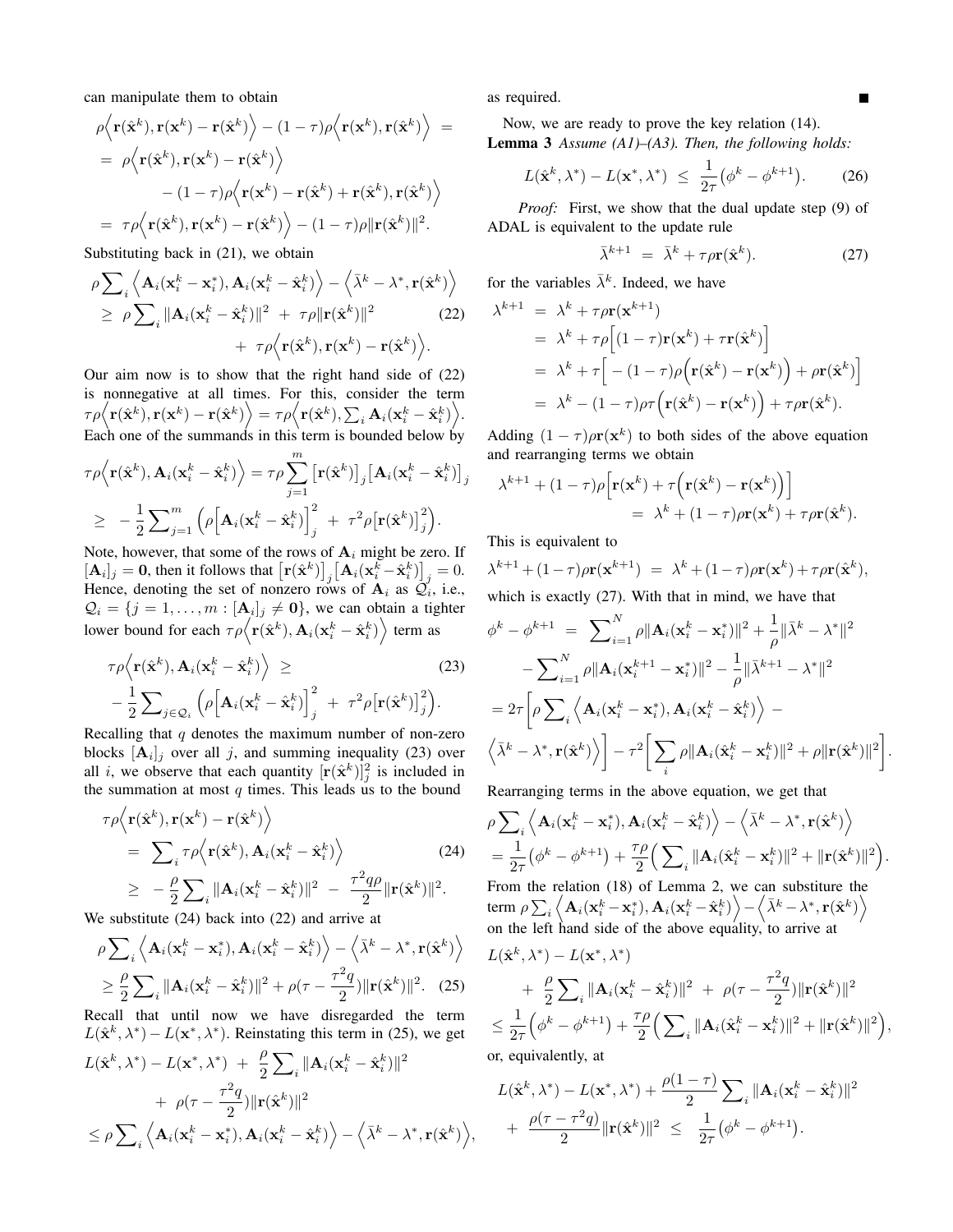can manipulate them to obtain

$$
\begin{aligned}
&\rho\Big\langle \mathbf{r}(\hat{\mathbf{x}}^k), \mathbf{r}(\mathbf{x}^k) - \mathbf{r}(\hat{\mathbf{x}}^k)\Big\rangle - (1-\tau)\rho\Big\langle \mathbf{r}(\mathbf{x}^k), \mathbf{r}(\hat{\mathbf{x}}^k)\Big\rangle \;= \\
&= \;\rho\Big\langle \mathbf{r}(\hat{\mathbf{x}}^k), \mathbf{r}(\mathbf{x}^k) - \mathbf{r}(\hat{\mathbf{x}}^k)\Big\rangle \\
&\qquad - (1-\tau)\rho\Big\langle \mathbf{r}(\mathbf{x}^k) - \mathbf{r}(\hat{\mathbf{x}}^k) + \mathbf{r}(\hat{\mathbf{x}}^k), \mathbf{r}(\hat{\mathbf{x}}^k)\Big\rangle \\
&= \;\tau\rho\Big\langle \mathbf{r}(\hat{\mathbf{x}}^k), \mathbf{r}(\mathbf{x}^k) - \mathbf{r}(\hat{\mathbf{x}}^k)\Big\rangle - (1-\tau)\rho\|\mathbf{r}(\hat{\mathbf{x}}^k)\|^2.
\end{aligned}
$$

Substituting back in (21), we obtain

$$
\begin{aligned}
&\rho\sum_i \Big\langle \mathbf{A}_i(\mathbf{x}_i^k - \mathbf{x}_i^*), \mathbf{A}_i(\mathbf{x}_i^k - \hat{\mathbf{x}}_i^k)\Big\rangle - \Big\langle \bar{\lambda}^k - \lambda^*, \mathbf{r}(\hat{\mathbf{x}}^k)\Big\rangle \\
&\geq \;\rho\sum_i \|\mathbf{A}_i(\mathbf{x}_i^k - \hat{\mathbf{x}}_i^k)\|^2 \;+\; \tau\rho\|\mathbf{r}(\hat{\mathbf{x}}^k)\|^2 \qquad (22)\\
&\qquad\qquad +\; \tau\rho\Big\langle \mathbf{r}(\hat{\mathbf{x}}^k), \mathbf{r}(\mathbf{x}^k) - \mathbf{r}(\hat{\mathbf{x}}^k)\Big\rangle.
\end{aligned}
$$

Our aim now is to show that the right hand side of (22) is nonnegative at all times. For this, consider the term $\tau\rho\Big\langle \mathbf{r}(\hat{\mathbf{x}}^k), \mathbf{r}(\mathbf{x}^k) - \mathbf{r}(\hat{\mathbf{x}}^k)\Big\rangle = \tau\rho\Big\langle \mathbf{r}(\hat{\mathbf{x}}^k), \sum_i \mathbf{A}_i(\mathbf{x}_i^k - \hat{\mathbf{x}}_i^k)\Big\rangle$. Each one of the summands in this term is bounded below by

$$
\begin{aligned}
&\tau\rho\Big\langle \mathbf{r}(\hat{\mathbf{x}}^k), \mathbf{A}_i(\mathbf{x}_i^k - \hat{\mathbf{x}}_i^k)\Big\rangle = \tau\rho\sum_{j=1}^m \big[\mathbf{r}(\hat{\mathbf{x}}^k)\big]_j \big[\mathbf{A}_i(\mathbf{x}_i^k - \hat{\mathbf{x}}_i^k)\big]_j \\
&\geq \;-\frac{1}{2}\sum_{j=1}^m \Big(\rho\Big[\mathbf{A}_i(\mathbf{x}_i^k - \hat{\mathbf{x}}_i^k)\Big]_j^2 \;+\; \tau^2\rho\big[\mathbf{r}(\hat{\mathbf{x}}^k)\big]_j^2\Big).
\end{aligned}
$$

Note, however, that some of the rows of $\mathbf{A}_i$ might be zero. If $[\mathbf{A}_i]_j = \mathbf{0}$, then it follows that $\big[\mathbf{r}(\hat{\mathbf{x}}^k)\big]_j\big[\mathbf{A}_i(\mathbf{x}_i^k - \hat{\mathbf{x}}_i^k)\big]_j = 0$. Hence, denoting the set of nonzero rows of $\mathbf{A}_i$ as $\mathcal{Q}_i$, i.e., $\mathcal{Q}_i = \{j = 1, \ldots, m : [\mathbf{A}_i]_j \neq \mathbf{0}\}$, we can obtain a tighter lower bound for each $\tau\rho\Big\langle \mathbf{r}(\hat{\mathbf{x}}^k), \mathbf{A}_i(\mathbf{x}_i^k - \hat{\mathbf{x}}_i^k)\Big\rangle$ term as

$$
\begin{aligned}
&\tau\rho\Big\langle \mathbf{r}(\hat{\mathbf{x}}^k), \mathbf{A}_i(\mathbf{x}_i^k - \hat{\mathbf{x}}_i^k)\Big\rangle \;\geq \qquad (23)\\
&-\frac{1}{2}\sum_{j\in\mathcal{Q}_i} \Big(\rho\Big[\mathbf{A}_i(\mathbf{x}_i^k - \hat{\mathbf{x}}_i^k)\Big]_j^2 \;+\; \tau^2\rho\big[\mathbf{r}(\hat{\mathbf{x}}^k)\big]_j^2\Big).
\end{aligned}
$$

Recalling that $q$ denotes the maximum number of non-zero blocks $[\mathbf{A}_i]_j$ over all $j$, and summing inequality (23) over all $i$, we observe that each quantity $[\mathbf{r}(\hat{\mathbf{x}}^k)]_j^2$ is included in the summation at most $q$ times. This leads us to the bound

$$
\begin{aligned}
&\tau\rho\Big\langle \mathbf{r}(\hat{\mathbf{x}}^k), \mathbf{r}(\mathbf{x}^k) - \mathbf{r}(\hat{\mathbf{x}}^k)\Big\rangle \\
&= \;\sum_i \tau\rho\Big\langle \mathbf{r}(\hat{\mathbf{x}}^k), \mathbf{A}_i(\mathbf{x}_i^k - \hat{\mathbf{x}}_i^k)\Big\rangle \qquad (24)\\
&\geq \;-\frac{\rho}{2}\sum_i \|\mathbf{A}_i(\mathbf{x}_i^k - \hat{\mathbf{x}}_i^k)\|^2 \;-\; \frac{\tau^2 q\rho}{2}\|\mathbf{r}(\hat{\mathbf{x}}^k)\|^2.
\end{aligned}
$$

We substitute (24) back into (22) and arrive at

$$
\begin{aligned}
&\rho\sum_i \Big\langle \mathbf{A}_i(\mathbf{x}_i^k - \mathbf{x}_i^*), \mathbf{A}_i(\mathbf{x}_i^k - \hat{\mathbf{x}}_i^k)\Big\rangle - \Big\langle \bar{\lambda}^k - \lambda^*, \mathbf{r}(\hat{\mathbf{x}}^k)\Big\rangle \\
&\geq \frac{\rho}{2}\sum_i \|\mathbf{A}_i(\mathbf{x}_i^k - \hat{\mathbf{x}}_i^k)\|^2 + \rho(\tau - \frac{\tau^2 q}{2})\|\mathbf{r}(\hat{\mathbf{x}}^k)\|^2. \quad (25)
\end{aligned}
$$

Recall that until now we have disregarded the term $L(\hat{\mathbf{x}}^k, \lambda^*) - L(\mathbf{x}^*, \lambda^*)$. Reinstating this term in (25), we get

$$
\begin{aligned}
&L(\hat{\mathbf{x}}^k, \lambda^*) - L(\mathbf{x}^*, \lambda^*) \;+\; \frac{\rho}{2}\sum_i \|\mathbf{A}_i(\mathbf{x}_i^k - \hat{\mathbf{x}}_i^k)\|^2 \\
&\qquad +\; \rho(\tau - \frac{\tau^2 q}{2})\|\mathbf{r}(\hat{\mathbf{x}}^k)\|^2 \\
&\leq \rho\sum_i \Big\langle \mathbf{A}_i(\mathbf{x}_i^k - \mathbf{x}_i^*), \mathbf{A}_i(\mathbf{x}_i^k - \hat{\mathbf{x}}_i^k)\Big\rangle - \Big\langle \bar{\lambda}^k - \lambda^*, \mathbf{r}(\hat{\mathbf{x}}^k)\Big\rangle,
\end{aligned}
$$

as required. ∎

Now, we are ready to prove the key relation (14).

**Lemma 3** *Assume (A1)–(A3). Then, the following holds:*

$$
L(\hat{\mathbf{x}}^k, \lambda^*) - L(\mathbf{x}^*, \lambda^*) \;\leq\; \frac{1}{2\tau}\big(\phi^k - \phi^{k+1}\big). \qquad (26)
$$

*Proof:* First, we show that the dual update step (9) of ADAL is equivalent to the update rule

$$
\bar{\lambda}^{k+1} \;=\; \bar{\lambda}^k + \tau\rho\mathbf{r}(\hat{\mathbf{x}}^k). \qquad (27)
$$

for the variables $\bar{\lambda}^k$. Indeed, we have

$$
\begin{aligned}
\lambda^{k+1} \;&=\; \lambda^k + \tau\rho\mathbf{r}(\mathbf{x}^{k+1}) \\
&=\; \lambda^k + \tau\rho\Big[(1-\tau)\mathbf{r}(\mathbf{x}^k) + \tau\mathbf{r}(\hat{\mathbf{x}}^k)\Big] \\
&=\; \lambda^k + \tau\Big[-(1-\tau)\rho\Big(\mathbf{r}(\hat{\mathbf{x}}^k) - \mathbf{r}(\mathbf{x}^k)\Big) + \rho\mathbf{r}(\hat{\mathbf{x}}^k)\Big] \\
&=\; \lambda^k - (1-\tau)\rho\tau\Big(\mathbf{r}(\hat{\mathbf{x}}^k) - \mathbf{r}(\mathbf{x}^k)\Big) + \tau\rho\mathbf{r}(\hat{\mathbf{x}}^k).
\end{aligned}
$$

Adding $(1-\tau)\rho\mathbf{r}(\mathbf{x}^k)$ to both sides of the above equation and rearranging terms we obtain

$$
\begin{aligned}
&\lambda^{k+1} + (1-\tau)\rho\Big[\mathbf{r}(\mathbf{x}^k) + \tau\Big(\mathbf{r}(\hat{\mathbf{x}}^k) - \mathbf{r}(\mathbf{x}^k)\Big)\Big] \\
&\qquad\qquad =\; \lambda^k + (1-\tau)\rho\mathbf{r}(\mathbf{x}^k) + \tau\rho\mathbf{r}(\hat{\mathbf{x}}^k).
\end{aligned}
$$

This is equivalent to

$$
\lambda^{k+1} + (1-\tau)\rho\mathbf{r}(\mathbf{x}^{k+1}) \;=\; \lambda^k + (1-\tau)\rho\mathbf{r}(\mathbf{x}^k) + \tau\rho\mathbf{r}(\hat{\mathbf{x}}^k),
$$

which is exactly (27). With that in mind, we have that

$$
\begin{aligned}
\phi^k - \phi^{k+1} \;&=\; \sum_{i=1}^N \rho\|\mathbf{A}_i(\mathbf{x}_i^k - \mathbf{x}_i^*)\|^2 + \frac{1}{\rho}\|\bar{\lambda}^k - \lambda^*\|^2 \\
&\quad - \sum_{i=1}^N \rho\|\mathbf{A}_i(\mathbf{x}_i^{k+1} - \mathbf{x}_i^*)\|^2 - \frac{1}{\rho}\|\bar{\lambda}^{k+1} - \lambda^*\|^2 \\
&= 2\tau\Big[\rho\sum_i \Big\langle \mathbf{A}_i(\mathbf{x}_i^k - \mathbf{x}_i^*), \mathbf{A}_i(\mathbf{x}_i^k - \hat{\mathbf{x}}_i^k)\Big\rangle \;- \\
&\quad \Big\langle \bar{\lambda}^k - \lambda^*, \mathbf{r}(\hat{\mathbf{x}}^k)\Big\rangle\Big] - \tau^2\Big[\sum_i \rho\|\mathbf{A}_i(\hat{\mathbf{x}}_i^k - \mathbf{x}_i^k)\|^2 + \rho\|\mathbf{r}(\hat{\mathbf{x}}^k)\|^2\Big].
\end{aligned}
$$

Rearranging terms in the above equation, we get that

$$
\begin{aligned}
&\rho\sum_i \Big\langle \mathbf{A}_i(\mathbf{x}_i^k - \mathbf{x}_i^*), \mathbf{A}_i(\mathbf{x}_i^k - \hat{\mathbf{x}}_i^k)\Big\rangle - \Big\langle \bar{\lambda}^k - \lambda^*, \mathbf{r}(\hat{\mathbf{x}}^k)\Big\rangle \\
&= \frac{1}{2\tau}\big(\phi^k - \phi^{k+1}\big) + \frac{\tau\rho}{2}\Big(\sum_i \|\mathbf{A}_i(\hat{\mathbf{x}}_i^k - \mathbf{x}_i^k)\|^2 + \|\mathbf{r}(\hat{\mathbf{x}}^k)\|^2\Big).
\end{aligned}
$$

From the relation (18) of Lemma 2, we can substiture the term $\rho\sum_i \Big\langle \mathbf{A}_i(\mathbf{x}_i^k - \mathbf{x}_i^*), \mathbf{A}_i(\mathbf{x}_i^k - \hat{\mathbf{x}}_i^k)\Big\rangle - \Big\langle \bar{\lambda}^k - \lambda^*, \mathbf{r}(\hat{\mathbf{x}}^k)\Big\rangle$ on the left hand side of the above equality, to arrive at

$$
\begin{aligned}
&L(\hat{\mathbf{x}}^k, \lambda^*) - L(\mathbf{x}^*, \lambda^*) \\
&\qquad +\; \frac{\rho}{2}\sum_i \|\mathbf{A}_i(\mathbf{x}_i^k - \hat{\mathbf{x}}_i^k)\|^2 \;+\; \rho(\tau - \frac{\tau^2 q}{2})\|\mathbf{r}(\hat{\mathbf{x}}^k)\|^2 \\
&\leq \frac{1}{2\tau}\Big(\phi^k - \phi^{k+1}\Big) + \frac{\tau\rho}{2}\Big(\sum_i \|\mathbf{A}_i(\hat{\mathbf{x}}_i^k - \mathbf{x}_i^k)\|^2 + \|\mathbf{r}(\hat{\mathbf{x}}^k)\|^2\Big),
\end{aligned}
$$

or, equivalently, at

$$
\begin{aligned}
&L(\hat{\mathbf{x}}^k, \lambda^*) - L(\mathbf{x}^*, \lambda^*) + \frac{\rho(1-\tau)}{2}\sum_i \|\mathbf{A}_i(\mathbf{x}_i^k - \hat{\mathbf{x}}_i^k)\|^2 \\
&+\; \frac{\rho(\tau - \tau^2 q)}{2}\|\mathbf{r}(\hat{\mathbf{x}}^k)\|^2 \;\leq\; \frac{1}{2\tau}\big(\phi^k - \phi^{k+1}\big).
\end{aligned}
$$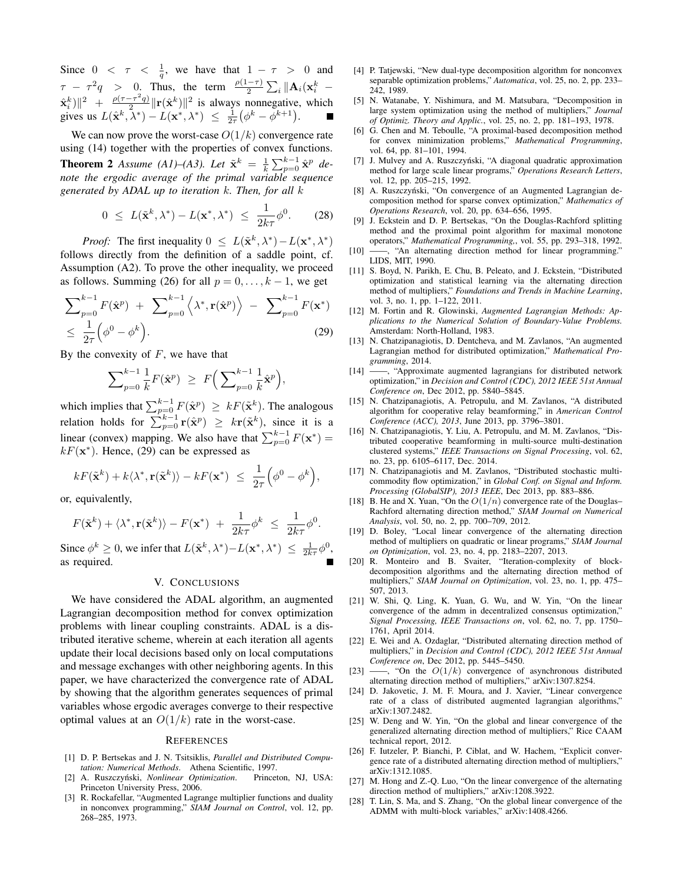Since $0 < \tau < \frac{1}{q}$, we have that $1 - \tau > 0$ and $\tau - \tau^2 q > 0$. Thus, the term $\frac{\rho(1-\tau)}{2}\sum_i \|\mathbf{A}_i(\mathbf{x}_i^k - \hat{\mathbf{x}}_i^k)\|^2 + \frac{\rho(\tau-\tau^2 q)}{2}\|\mathbf{r}(\hat{\mathbf{x}}^k)\|^2$ is always nonnegative, which gives us $L(\hat{\mathbf{x}}^k, \lambda^*) - L(\mathbf{x}^*, \lambda^*) \leq \frac{1}{2\tau}\big(\phi^k - \phi^{k+1}\big)$. ∎

We can now prove the worst-case $O(1/k)$ convergence rate using (14) together with the properties of convex functions.

**Theorem 2** *Assume (A1)–(A3). Let $\tilde{\mathbf{x}}^k = \frac{1}{k}\sum_{p=0}^{k-1}\hat{\mathbf{x}}^p$ denote the ergodic average of the primal variable sequence generated by ADAL up to iteration $k$. Then, for all $k$*

$$0 \leq L(\tilde{\mathbf{x}}^k, \lambda^*) - L(\mathbf{x}^*, \lambda^*) \leq \frac{1}{2k\tau}\phi^0. \tag{28}$$

*Proof:* The first inequality $0 \leq L(\tilde{\mathbf{x}}^k, \lambda^*) - L(\mathbf{x}^*, \lambda^*)$ follows directly from the definition of a saddle point, cf. Assumption (A2). To prove the other inequality, we proceed as follows. Summing (26) for all $p = 0, \ldots, k-1$, we get

$$\sum_{p=0}^{k-1} F(\hat{\mathbf{x}}^p) + \sum_{p=0}^{k-1}\Big\langle \lambda^*, \mathbf{r}(\hat{\mathbf{x}}^p)\Big\rangle - \sum_{p=0}^{k-1} F(\mathbf{x}^*) \leq \frac{1}{2\tau}\Big(\phi^0 - \phi^k\Big). \tag{29}$$

By the convexity of $F$, we have that

$$\sum_{p=0}^{k-1}\frac{1}{k}F(\hat{\mathbf{x}}^p) \geq F\Big(\sum_{p=0}^{k-1}\frac{1}{k}\hat{\mathbf{x}}^p\Big),$$

which implies that $\sum_{p=0}^{k-1} F(\hat{\mathbf{x}}^p) \geq kF(\tilde{\mathbf{x}}^k)$. The analogous relation holds for $\sum_{p=0}^{k-1}\mathbf{r}(\hat{\mathbf{x}}^p) \geq k\mathbf{r}(\tilde{\mathbf{x}}^k)$, since it is a linear (convex) mapping. We also have that $\sum_{p=0}^{k-1} F(\mathbf{x}^*) = kF(\mathbf{x}^*)$. Hence, (29) can be expressed as

$$kF(\tilde{\mathbf{x}}^k) + k\langle \lambda^*, \mathbf{r}(\tilde{\mathbf{x}}^k)\rangle - kF(\mathbf{x}^*) \leq \frac{1}{2\tau}\Big(\phi^0 - \phi^k\Big),$$

or, equivalently,

$$F(\tilde{\mathbf{x}}^k) + \langle \lambda^*, \mathbf{r}(\tilde{\mathbf{x}}^k)\rangle - F(\mathbf{x}^*) + \frac{1}{2k\tau}\phi^k \leq \frac{1}{2k\tau}\phi^0.$$

Since $\phi^k \geq 0$, we infer that $L(\tilde{\mathbf{x}}^k, \lambda^*) - L(\mathbf{x}^*, \lambda^*) \leq \frac{1}{2k\tau}\phi^0$, as required. ∎

## V. Conclusions

We have considered the ADAL algorithm, an augmented Lagrangian decomposition method for convex optimization problems with linear coupling constraints. ADAL is a distributed iterative scheme, wherein at each iteration all agents update their local decisions based only on local computations and message exchanges with other neighboring agents. In this paper, we have characterized the convergence rate of ADAL by showing that the algorithm generates sequences of primal variables whose ergodic averages converge to their respective optimal values at an $O(1/k)$ rate in the worst-case.

## References

[1] D. P. Bertsekas and J. N. Tsitsiklis, *Parallel and Distributed Computation: Numerical Methods*. Athena Scientific, 1997.

[2] A. Ruszczyński, *Nonlinear Optimization*. Princeton, NJ, USA: Princeton University Press, 2006.

[3] R. Rockafellar, "Augmented Lagrange multiplier functions and duality in nonconvex programming," *SIAM Journal on Control*, vol. 12, pp. 268–285, 1973.

[4] P. Tatjewski, "New dual-type decomposition algorithm for nonconvex separable optimization problems," *Automatica*, vol. 25, no. 2, pp. 233–242, 1989.

[5] N. Watanabe, Y. Nishimura, and M. Matsubara, "Decomposition in large system optimization using the method of multipliers," *Journal of Optimiz. Theory and Applic.*, vol. 25, no. 2, pp. 181–193, 1978.

[6] G. Chen and M. Teboulle, "A proximal-based decomposition method for convex minimization problems," *Mathematical Programming*, vol. 64, pp. 81–101, 1994.

[7] J. Mulvey and A. Ruszczyński, "A diagonal quadratic approximation method for large scale linear programs," *Operations Research Letters*, vol. 12, pp. 205–215, 1992.

[8] A. Ruszczyński, "On convergence of an Augmented Lagrangian decomposition method for sparse convex optimization," *Mathematics of Operations Research*, vol. 20, pp. 634–656, 1995.

[9] J. Eckstein and D. P. Bertsekas, "On the Douglas-Rachford splitting method and the proximal point algorithm for maximal monotone operators," *Mathematical Programming,*, vol. 55, pp. 293–318, 1992.

[10] ——, "An alternating direction method for linear programming." LIDS, MIT, 1990.

[11] S. Boyd, N. Parikh, E. Chu, B. Peleato, and J. Eckstein, "Distributed optimization and statistical learning via the alternating direction method of multipliers," *Foundations and Trends in Machine Learning*, vol. 3, no. 1, pp. 1–122, 2011.

[12] M. Fortin and R. Glowinski, *Augmented Lagrangian Methods: Applications to the Numerical Solution of Boundary-Value Problems.* Amsterdam: North-Holland, 1983.

[13] N. Chatzipanagiotis, D. Dentcheva, and M. Zavlanos, "An augmented Lagrangian method for distributed optimization," *Mathematical Programming*, 2014.

[14] ——, "Approximate augmented lagrangians for distributed network optimization," in *Decision and Control (CDC), 2012 IEEE 51st Annual Conference on*, Dec 2012, pp. 5840–5845.

[15] N. Chatzipanagiotis, A. Petropulu, and M. Zavlanos, "A distributed algorithm for cooperative relay beamforming," in *American Control Conference (ACC), 2013*, June 2013, pp. 3796–3801.

[16] N. Chatzipanagiotis, Y. Liu, A. Petropulu, and M. M. Zavlanos, "Distributed cooperative beamforming in multi-source multi-destination clustered systems," *IEEE Transactions on Signal Processing*, vol. 62, no. 23, pp. 6105–6117, Dec. 2014.

[17] N. Chatzipanagiotis and M. Zavlanos, "Distributed stochastic multicommodity flow optimization," in *Global Conf. on Signal and Inform. Processing (GlobalSIP), 2013 IEEE*, Dec 2013, pp. 883–886.

[18] B. He and X. Yuan, "On the $O(1/n)$ convergence rate of the Douglas–Rachford alternating direction method," *SIAM Journal on Numerical Analysis*, vol. 50, no. 2, pp. 700–709, 2012.

[19] D. Boley, "Local linear convergence of the alternating direction method of multipliers on quadratic or linear programs," *SIAM Journal on Optimization*, vol. 23, no. 4, pp. 2183–2207, 2013.

[20] R. Monteiro and B. Svaiter, "Iteration-complexity of block-decomposition algorithms and the alternating direction method of multipliers," *SIAM Journal on Optimization*, vol. 23, no. 1, pp. 475–507, 2013.

[21] W. Shi, Q. Ling, K. Yuan, G. Wu, and W. Yin, "On the linear convergence of the admm in decentralized consensus optimization," *Signal Processing, IEEE Transactions on*, vol. 62, no. 7, pp. 1750–1761, April 2014.

[22] E. Wei and A. Ozdaglar, "Distributed alternating direction method of multipliers," in *Decision and Control (CDC), 2012 IEEE 51st Annual Conference on*, Dec 2012, pp. 5445–5450.

[23] ——, "On the $O(1/k)$ convergence of asynchronous distributed alternating direction method of multipliers," arXiv:1307.8254.

[24] D. Jakovetic, J. M. F. Moura, and J. Xavier, "Linear convergence rate of a class of distributed augmented lagrangian algorithms," arXiv:1307.2482.

[25] W. Deng and W. Yin, "On the global and linear convergence of the generalized alternating direction method of multipliers," Rice CAAM technical report, 2012.

[26] F. Iutzeler, P. Bianchi, P. Ciblat, and W. Hachem, "Explicit convergence rate of a distributed alternating direction method of multipliers," arXiv:1312.1085.

[27] M. Hong and Z.-Q. Luo, "On the linear convergence of the alternating direction method of multipliers," arXiv:1208.3922.

[28] T. Lin, S. Ma, and S. Zhang, "On the global linear convergence of the ADMM with multi-block variables," arXiv:1408.4266.